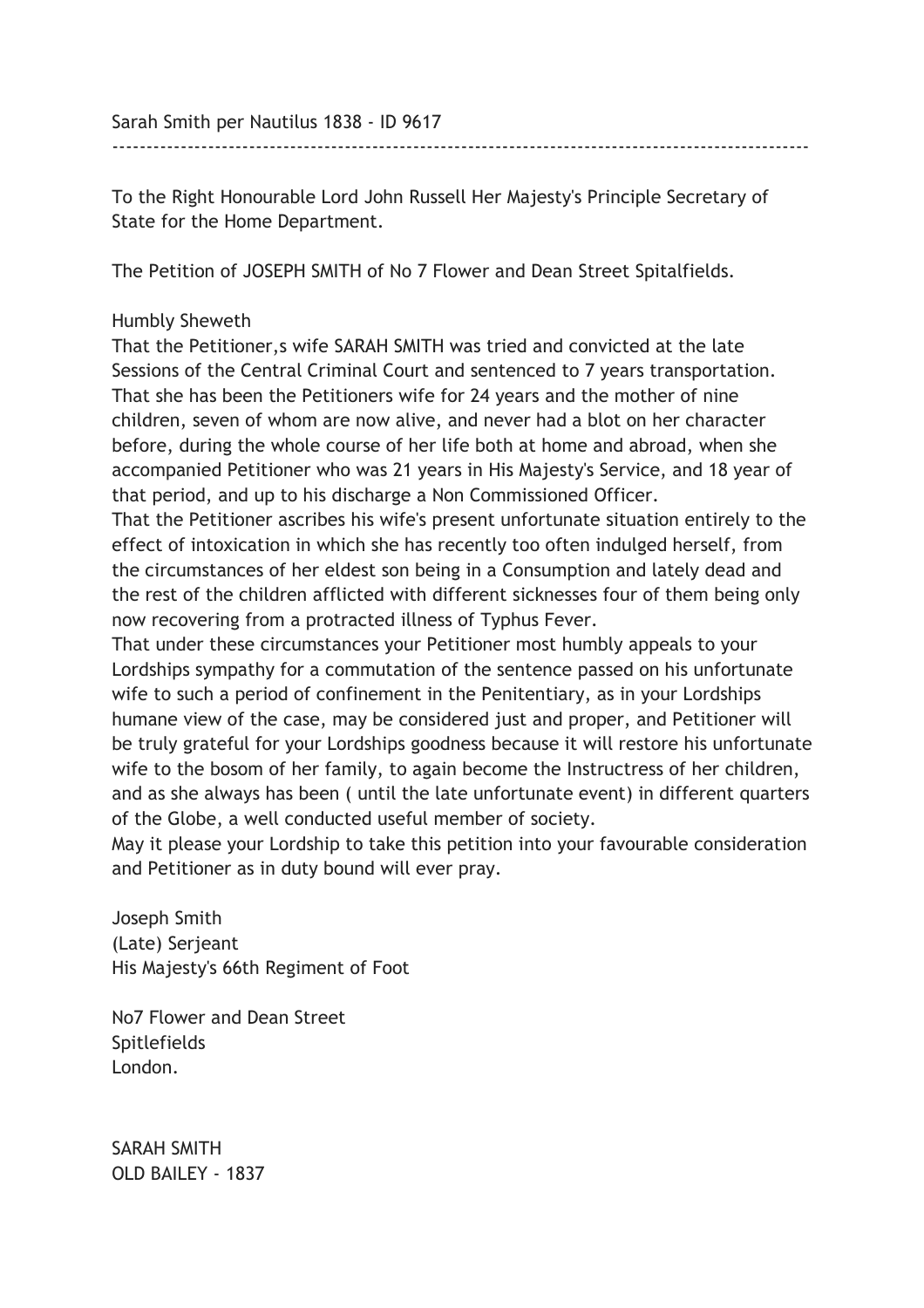Sarah Smith per Nautilus 1838 - ID 9617

---

To the Right Honourable Lord John Russell Her Majesty's Principle Secretary of State for the Home Department.

The Petition of JOSEPH SMITH of No 7 Flower and Dean Street Spitalfields.

Humbly Sheweth

That the Petitioner,s wife SARAH SMITH was tried and convicted at the late Sessions of the Central Criminal Court and sentenced to 7 years transportation.

That she has been the Petitioners wife for 24 years and the mother of nine children, seven of whom are now alive, and never had a blot on her character before, during the whole course of her life both at home and abroad, when she accompanied Petitioner who was 21 years in His Majesty's Service, and 18 year of that period, and up to his discharge a Non Commissioned Officer.

That the Petitioner ascribes his wife's present unfortunate situation entirely to the effect of intoxication in which she has recently too often indulged herself, from the circumstances of her eldest son being in a Consumption and lately dead and the rest of the children afflicted with different sicknesses four of them being only now recovering from a protracted illness of Typhus Fever.

That under these circumstances your Petitioner most humbly appeals to your Lordships sympathy for a commutation of the sentence passed on his unfortunate wife to such a period of confinement in the Penitentiary, as in your Lordships humane view of the case, may be considered just and proper, and Petitioner will be truly grateful for your Lordships goodness because it will restore his unfortunate wife to the bosom of her family, to again become the Instructress of her children, and as she always has been ( until the late unfortunate event) in different quarters of the Globe, a well conducted useful member of society.

May it please your Lordship to take this petition into your favourable consideration and Petitioner as in duty bound will ever pray.

Joseph Smith
(Late) Serjeant
His Majesty's 66th Regiment of Foot

No7 Flower and Dean Street
Spitlefields
London.

SARAH SMITH
OLD BAILEY - 1837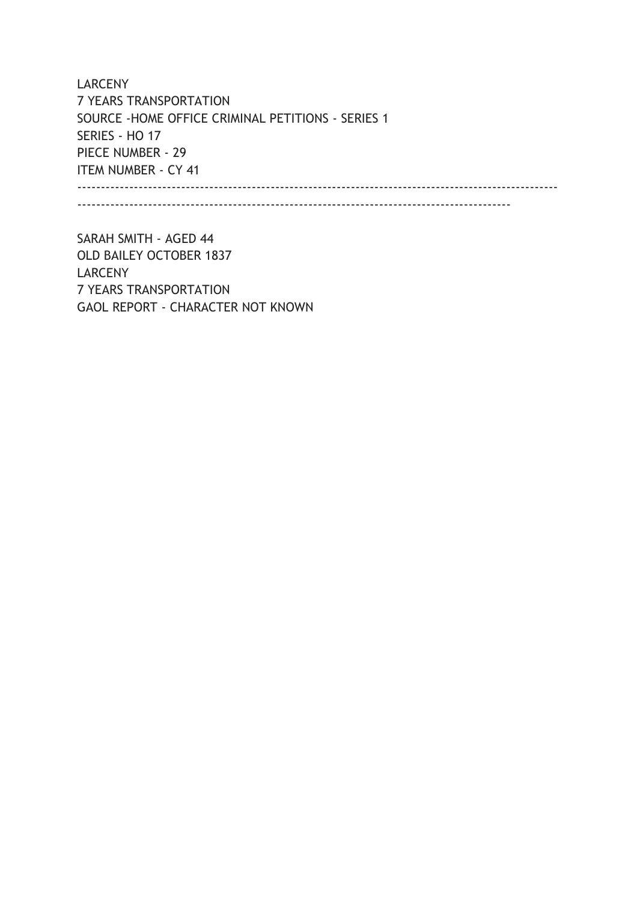LARCENY
7 YEARS TRANSPORTATION
SOURCE -HOME OFFICE CRIMINAL PETITIONS - SERIES 1
SERIES - HO 17
PIECE NUMBER - 29
ITEM NUMBER - CY 41

---

SARAH SMITH - AGED 44
OLD BAILEY OCTOBER 1837
LARCENY
7 YEARS TRANSPORTATION
GAOL REPORT - CHARACTER NOT KNOWN